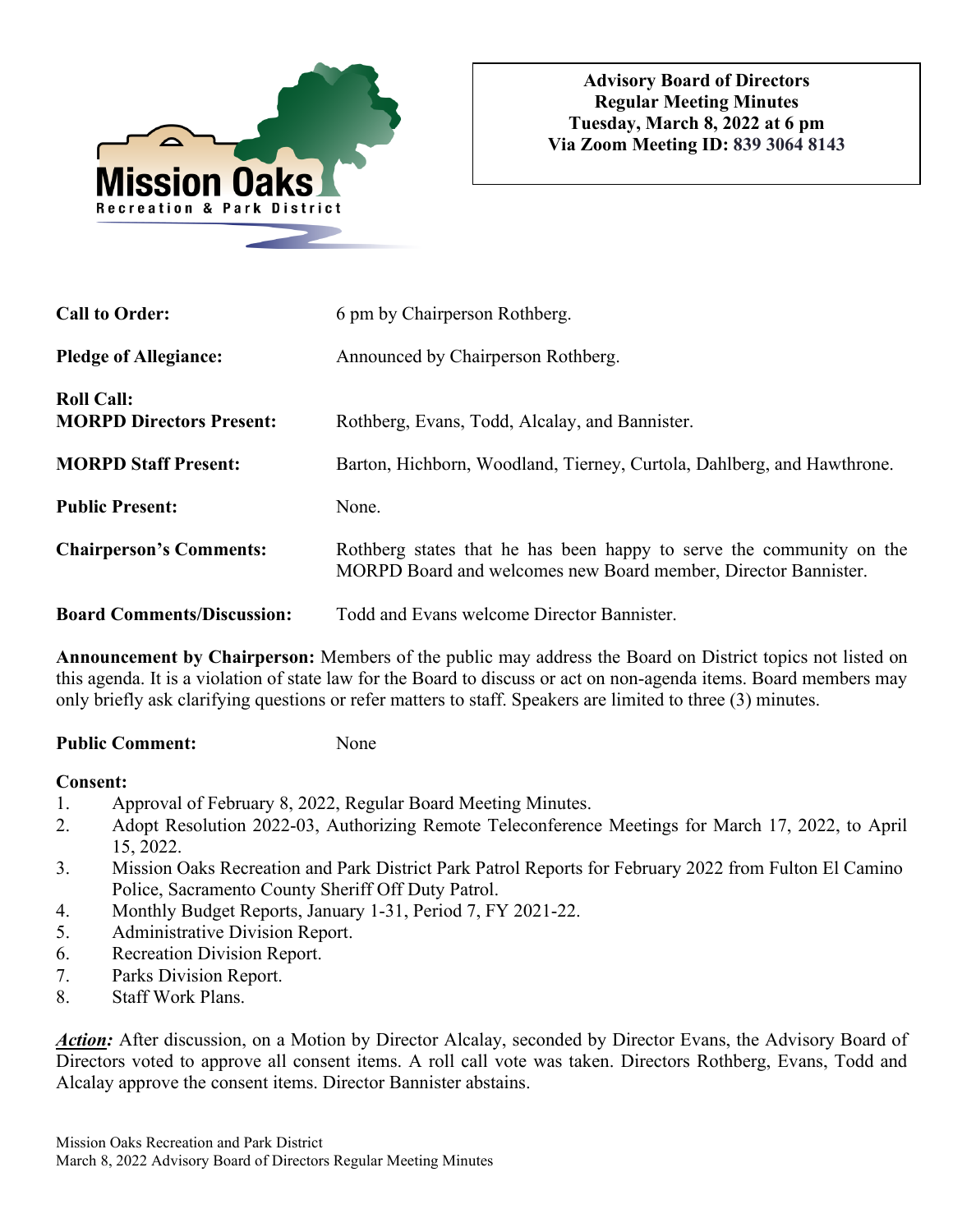**Mission Oaks**
Recreation & Park District

**Advisory Board of Directors**
**Regular Meeting Minutes**
**Tuesday, March 8, 2022 at 6 pm**
**Via Zoom Meeting ID: 839 3064 8143**

**Call to Order:** 6 pm by Chairperson Rothberg.

**Pledge of Allegiance:** Announced by Chairperson Rothberg.

**Roll Call:**
**MORPD Directors Present:** Rothberg, Evans, Todd, Alcalay, and Bannister.

**MORPD Staff Present:** Barton, Hichborn, Woodland, Tierney, Curtola, Dahlberg, and Hawthrone.

**Public Present:** None.

**Chairperson's Comments:** Rothberg states that he has been happy to serve the community on the MORPD Board and welcomes new Board member, Director Bannister.

**Board Comments/Discussion:** Todd and Evans welcome Director Bannister.

**Announcement by Chairperson:** Members of the public may address the Board on District topics not listed on this agenda. It is a violation of state law for the Board to discuss or act on non-agenda items. Board members may only briefly ask clarifying questions or refer matters to staff. Speakers are limited to three (3) minutes.

**Public Comment:** None

**Consent:**

1. Approval of February 8, 2022, Regular Board Meeting Minutes.
2. Adopt Resolution 2022-03, Authorizing Remote Teleconference Meetings for March 17, 2022, to April 15, 2022.
3. Mission Oaks Recreation and Park District Park Patrol Reports for February 2022 from Fulton El Camino Police, Sacramento County Sheriff Off Duty Patrol.
4. Monthly Budget Reports, January 1-31, Period 7, FY 2021-22.
5. Administrative Division Report.
6. Recreation Division Report.
7. Parks Division Report.
8. Staff Work Plans.

***Action:*** After discussion, on a Motion by Director Alcalay, seconded by Director Evans, the Advisory Board of Directors voted to approve all consent items. A roll call vote was taken. Directors Rothberg, Evans, Todd and Alcalay approve the consent items. Director Bannister abstains.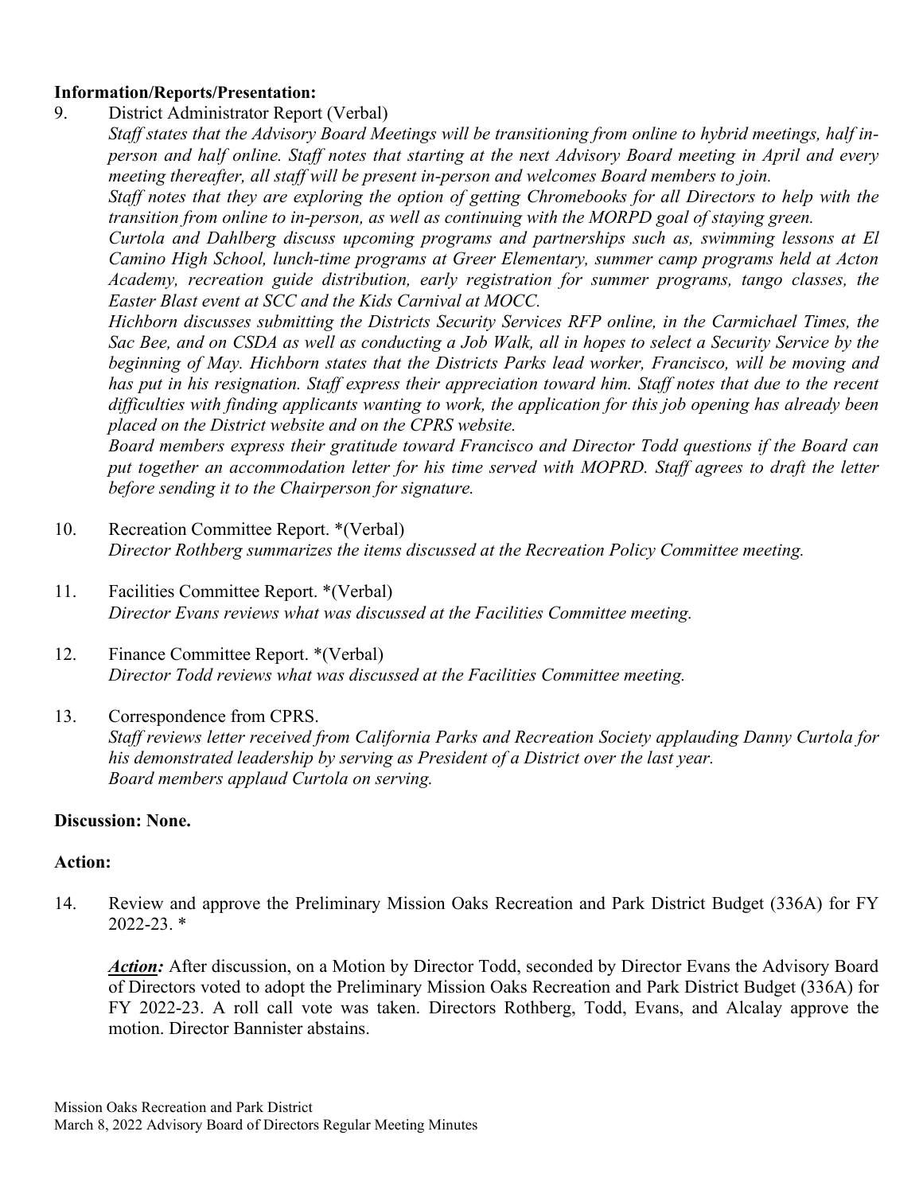**Information/Reports/Presentation:**

9. District Administrator Report (Verbal)

   *Staff states that the Advisory Board Meetings will be transitioning from online to hybrid meetings, half in-person and half online. Staff notes that starting at the next Advisory Board meeting in April and every meeting thereafter, all staff will be present in-person and welcomes Board members to join.*

   *Staff notes that they are exploring the option of getting Chromebooks for all Directors to help with the transition from online to in-person, as well as continuing with the MORPD goal of staying green.*

   *Curtola and Dahlberg discuss upcoming programs and partnerships such as, swimming lessons at El Camino High School, lunch-time programs at Greer Elementary, summer camp programs held at Acton Academy, recreation guide distribution, early registration for summer programs, tango classes, the Easter Blast event at SCC and the Kids Carnival at MOCC.*

   *Hichborn discusses submitting the Districts Security Services RFP online, in the Carmichael Times, the Sac Bee, and on CSDA as well as conducting a Job Walk, all in hopes to select a Security Service by the beginning of May. Hichborn states that the Districts Parks lead worker, Francisco, will be moving and has put in his resignation. Staff express their appreciation toward him. Staff notes that due to the recent difficulties with finding applicants wanting to work, the application for this job opening has already been placed on the District website and on the CPRS website.*

   *Board members express their gratitude toward Francisco and Director Todd questions if the Board can put together an accommodation letter for his time served with MOPRD. Staff agrees to draft the letter before sending it to the Chairperson for signature.*

10. Recreation Committee Report. *(Verbal)

    *Director Rothberg summarizes the items discussed at the Recreation Policy Committee meeting.*

11. Facilities Committee Report. *(Verbal)

    *Director Evans reviews what was discussed at the Facilities Committee meeting.*

12. Finance Committee Report. *(Verbal)

    *Director Todd reviews what was discussed at the Facilities Committee meeting.*

13. Correspondence from CPRS.

    *Staff reviews letter received from California Parks and Recreation Society applauding Danny Curtola for his demonstrated leadership by serving as President of a District over the last year.*

    *Board members applaud Curtola on serving.*

**Discussion: None.**

**Action:**

14. Review and approve the Preliminary Mission Oaks Recreation and Park District Budget (336A) for FY 2022-23. *

    ***Action:*** After discussion, on a Motion by Director Todd, seconded by Director Evans the Advisory Board of Directors voted to adopt the Preliminary Mission Oaks Recreation and Park District Budget (336A) for FY 2022-23. A roll call vote was taken. Directors Rothberg, Todd, Evans, and Alcalay approve the motion. Director Bannister abstains.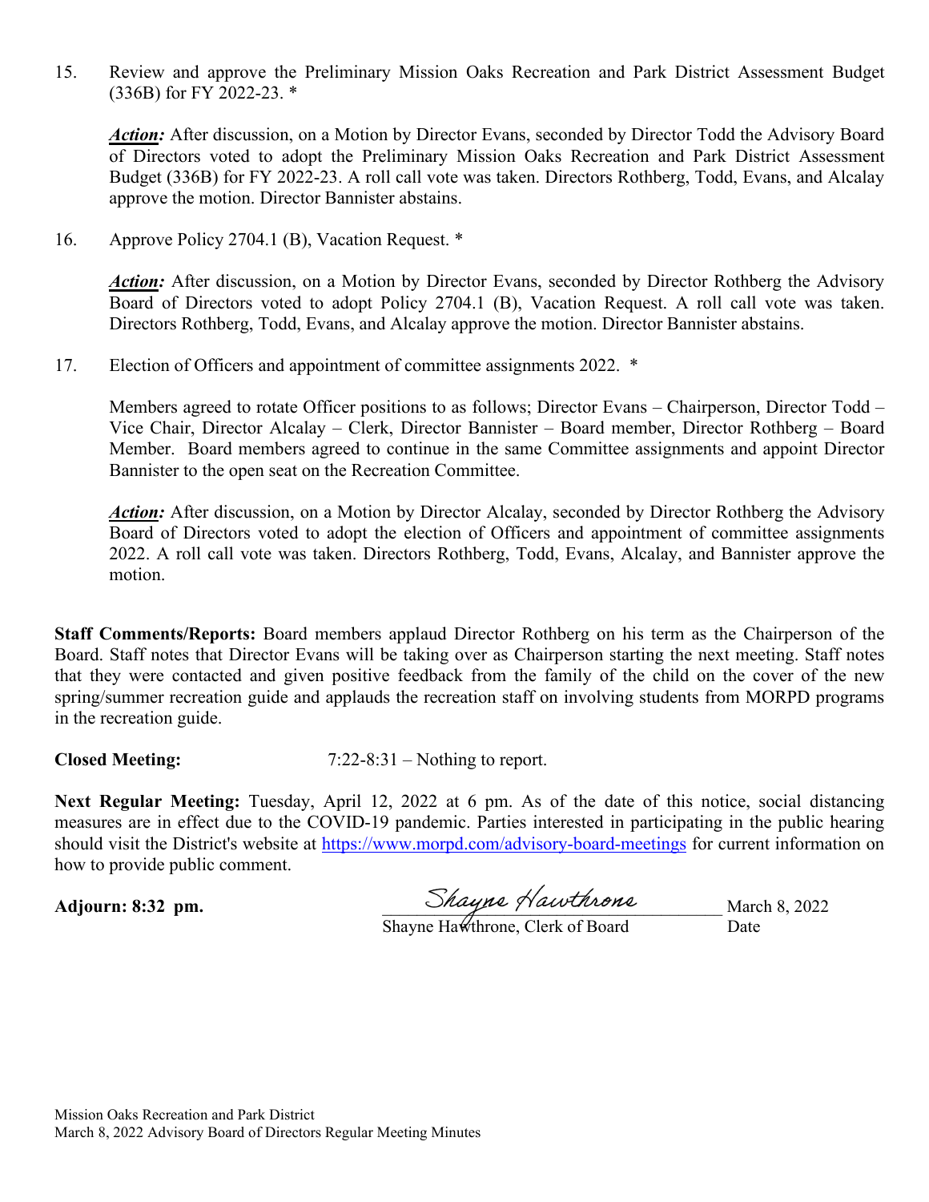15. Review and approve the Preliminary Mission Oaks Recreation and Park District Assessment Budget (336B) for FY 2022-23. *

    ***Action:*** After discussion, on a Motion by Director Evans, seconded by Director Todd the Advisory Board of Directors voted to adopt the Preliminary Mission Oaks Recreation and Park District Assessment Budget (336B) for FY 2022-23. A roll call vote was taken. Directors Rothberg, Todd, Evans, and Alcalay approve the motion. Director Bannister abstains.

16. Approve Policy 2704.1 (B), Vacation Request. *

    ***Action:*** After discussion, on a Motion by Director Evans, seconded by Director Rothberg the Advisory Board of Directors voted to adopt Policy 2704.1 (B), Vacation Request. A roll call vote was taken. Directors Rothberg, Todd, Evans, and Alcalay approve the motion. Director Bannister abstains.

17. Election of Officers and appointment of committee assignments 2022. *

    Members agreed to rotate Officer positions to as follows; Director Evans – Chairperson, Director Todd – Vice Chair, Director Alcalay – Clerk, Director Bannister – Board member, Director Rothberg – Board Member. Board members agreed to continue in the same Committee assignments and appoint Director Bannister to the open seat on the Recreation Committee.

    ***Action:*** After discussion, on a Motion by Director Alcalay, seconded by Director Rothberg the Advisory Board of Directors voted to adopt the election of Officers and appointment of committee assignments 2022. A roll call vote was taken. Directors Rothberg, Todd, Evans, Alcalay, and Bannister approve the motion.

**Staff Comments/Reports:** Board members applaud Director Rothberg on his term as the Chairperson of the Board. Staff notes that Director Evans will be taking over as Chairperson starting the next meeting. Staff notes that they were contacted and given positive feedback from the family of the child on the cover of the new spring/summer recreation guide and applauds the recreation staff on involving students from MORPD programs in the recreation guide.

**Closed Meeting:** 7:22-8:31 – Nothing to report.

**Next Regular Meeting:** Tuesday, April 12, 2022 at 6 pm. As of the date of this notice, social distancing measures are in effect due to the COVID-19 pandemic. Parties interested in participating in the public hearing should visit the District's website at https://www.morpd.com/advisory-board-meetings for current information on how to provide public comment.

**Adjourn: 8:32 pm.**

Shayne Hawthrone

Shayne Hawthrone, Clerk of Board — March 8, 2022 (Date)

Mission Oaks Recreation and Park District
March 8, 2022 Advisory Board of Directors Regular Meeting Minutes